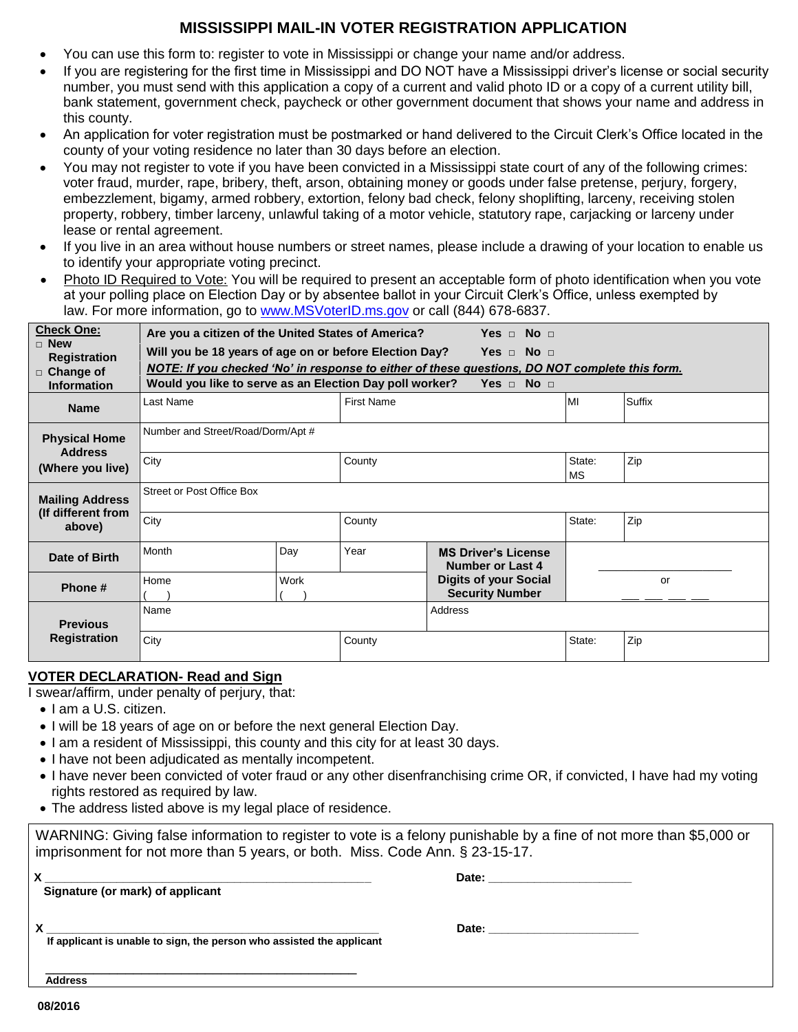# MISSISSIPPI MAIL-IN VOTER REGISTRATION APPLICATION

- You can use this form to: register to vote in Mississippi or change your name and/or address.
- If you are registering for the first time in Mississippi and DO NOT have a Mississippi driver's license or social security number, you must send with this application a copy of a current and valid photo ID or a copy of a current utility bill, bank statement, government check, paycheck or other government document that shows your name and address in this county.
- An application for voter registration must be postmarked or hand delivered to the Circuit Clerk's Office located in the county of your voting residence no later than 30 days before an election.
- You may not register to vote if you have been convicted in a Mississippi state court of any of the following crimes: voter fraud, murder, rape, bribery, theft, arson, obtaining money or goods under false pretense, perjury, forgery, embezzlement, bigamy, armed robbery, extortion, felony bad check, felony shoplifting, larceny, receiving stolen property, robbery, timber larceny, unlawful taking of a motor vehicle, statutory rape, carjacking or larceny under lease or rental agreement.
- If you live in an area without house numbers or street names, please include a drawing of your location to enable us to identify your appropriate voting precinct.
- Photo ID Required to Vote: You will be required to present an acceptable form of photo identification when you vote at your polling place on Election Day or by absentee ballot in your Circuit Clerk's Office, unless exempted by law. For more information, go to www.MSVoterID.ms.gov or call (844) 678-6837.

| **Check One:** ☐ **New Registration** ☐ **Change of Information** | **Are you a citizen of the United States of America?** **Yes** ☐ **No** ☐<br>**Will you be 18 years of age on or before Election Day?** **Yes** ☐ **No** ☐<br>***NOTE: If you checked 'No' in response to either of these questions, DO NOT complete this form.***<br>**Would you like to serve as an Election Day poll worker?** **Yes** ☐ **No** ☐ | | | | |
|---|---|---|---|---|---|
| **Name** | Last Name | | First Name | MI | Suffix |
| **Physical Home Address (Where you live)** | Number and Street/Road/Dorm/Apt # | | | | |
| | City | | County | State: MS | Zip |
| **Mailing Address (If different from above)** | Street or Post Office Box | | | | |
| | City | | County | State: | Zip |
| **Date of Birth** | Month | Day | Year | **MS Driver's License Number or Last 4 Digits of your Social Security Number** | ______________ or ___ ___ ___ ___ |
| **Phone #** | Home ( ) | Work ( ) | | | |
| **Previous Registration** | Name | | Address | | |
| | City | | County | State: | Zip |

## VOTER DECLARATION- Read and Sign

I swear/affirm, under penalty of perjury, that:

- I am a U.S. citizen.
- I will be 18 years of age on or before the next general Election Day.
- I am a resident of Mississippi, this county and this city for at least 30 days.
- I have not been adjudicated as mentally incompetent.
- I have never been convicted of voter fraud or any other disenfranchising crime OR, if convicted, I have had my voting rights restored as required by law.
- The address listed above is my legal place of residence.

WARNING: Giving false information to register to vote is a felony punishable by a fine of not more than $5,000 or imprisonment for not more than 5 years, or both. Miss. Code Ann. § 23-15-17.

X ________________________________________ **Date:** ____________________
**Signature (or mark) of applicant**

X ________________________________________ **Date:** ____________________
**If applicant is unable to sign, the person who assisted the applicant**

________________________________________
**Address**

**08/2016**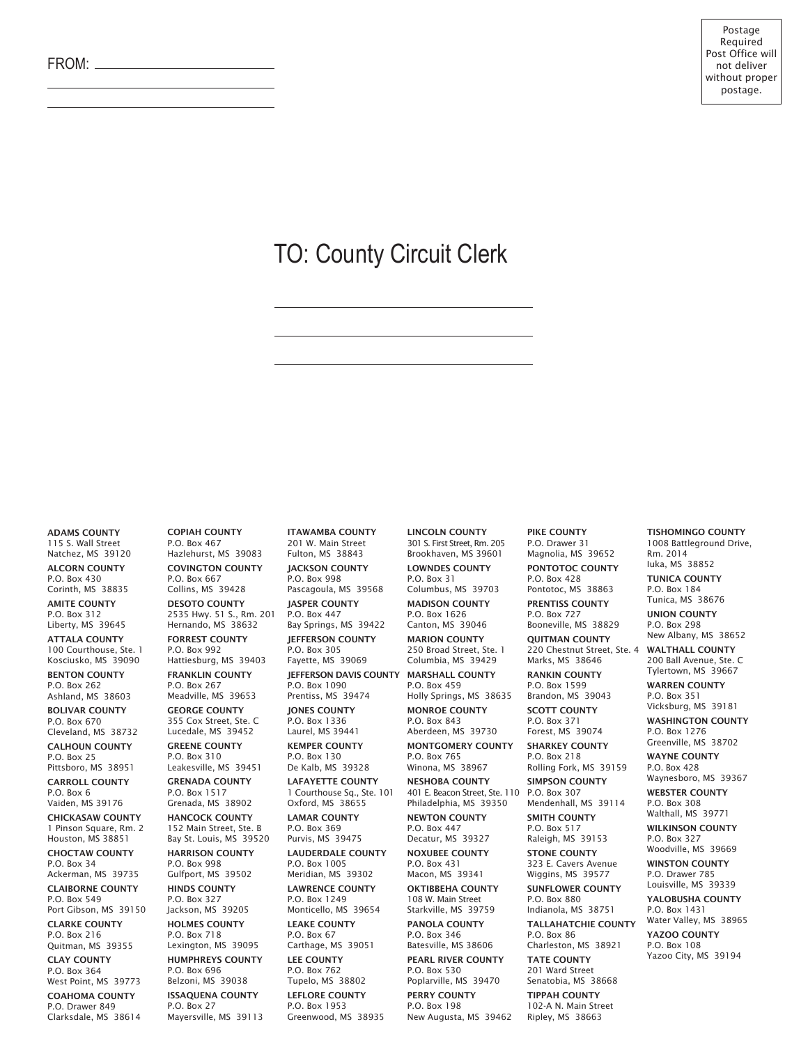FROM: ______________________

______________________

______________________

Postage Required
Post Office will not deliver without proper postage.

# TO: County Circuit Clerk

______________________

______________________

______________________

**ADAMS COUNTY**
115 S. Wall Street
Natchez, MS 39120

**ALCORN COUNTY**
P.O. Box 430
Corinth, MS 38835

**AMITE COUNTY**
P.O. Box 312
Liberty, MS 39645

**ATTALA COUNTY**
100 Courthouse, Ste. 1
Kosciusko, MS 39090

**BENTON COUNTY**
P.O. Box 262
Ashland, MS 38603

**BOLIVAR COUNTY**
P.O. Box 670
Cleveland, MS 38732

**CALHOUN COUNTY**
P.O. Box 25
Pittsboro, MS 38951

**CARROLL COUNTY**
P.O. Box 6
Vaiden, MS 39176

**CHICKASAW COUNTY**
1 Pinson Square, Rm. 2
Houston, MS 38851

**CHOCTAW COUNTY**
P.O. Box 34
Ackerman, MS 39735

**CLAIBORNE COUNTY**
P.O. Box 549
Port Gibson, MS 39150

**CLARKE COUNTY**
P.O. Box 216
Quitman, MS 39355

**CLAY COUNTY**
P.O. Box 364
West Point, MS 39773

**COAHOMA COUNTY**
P.O. Drawer 849
Clarksdale, MS 38614

**COPIAH COUNTY**
P.O. Box 467
Hazlehurst, MS 39083

**COVINGTON COUNTY**
P.O. Box 667
Collins, MS 39428

**DESOTO COUNTY**
2535 Hwy. 51 S., Rm. 201
Hernando, MS 38632

**FORREST COUNTY**
P.O. Box 992
Hattiesburg, MS 39403

**FRANKLIN COUNTY**
P.O. Box 267
Meadville, MS 39653

**GEORGE COUNTY**
355 Cox Street, Ste. C
Lucedale, MS 39452

**GREENE COUNTY**
P.O. Box 310
Leakesville, MS 39451

**GRENADA COUNTY**
P.O. Box 1517
Grenada, MS 38902

**HANCOCK COUNTY**
152 Main Street, Ste. B
Bay St. Louis, MS 39520

**HARRISON COUNTY**
P.O. Box 998
Gulfport, MS 39502

**HINDS COUNTY**
P.O. Box 327
Jackson, MS 39205

**HOLMES COUNTY**
P.O. Box 718
Lexington, MS 39095

**HUMPHREYS COUNTY**
P.O. Box 696
Belzoni, MS 39038

**ISSAQUENA COUNTY**
P.O. Box 27
Mayersville, MS 39113

**ITAWAMBA COUNTY**
201 W. Main Street
Fulton, MS 38843

**JACKSON COUNTY**
P.O. Box 998
Pascagoula, MS 39568

**JASPER COUNTY**
P.O. Box 447
Bay Springs, MS 39422

**JEFFERSON COUNTY**
P.O. Box 305
Fayette, MS 39069

**JEFFERSON DAVIS COUNTY**
P.O. Box 1090
Prentiss, MS 39474

**JONES COUNTY**
P.O. Box 1336
Laurel, MS 39441

**KEMPER COUNTY**
P.O. Box 130
De Kalb, MS 39328

**LAFAYETTE COUNTY**
1 Courthouse Sq., Ste. 101
Oxford, MS 38655

**LAMAR COUNTY**
P.O. Box 369
Purvis, MS 39475

**LAUDERDALE COUNTY**
P.O. Box 1005
Meridian, MS 39302

**LAWRENCE COUNTY**
P.O. Box 1249
Monticello, MS 39654

**LEAKE COUNTY**
P.O. Box 67
Carthage, MS 39051

**LEE COUNTY**
P.O. Box 762
Tupelo, MS 38802

**LEFLORE COUNTY**
P.O. Box 1953
Greenwood, MS 38935

**LINCOLN COUNTY**
301 S. First Street, Rm. 205
Brookhaven, MS 39601

**LOWNDES COUNTY**
P.O. Box 31
Columbus, MS 39703

**MADISON COUNTY**
P.O. Box 1626
Canton, MS 39046

**MARION COUNTY**
250 Broad Street, Ste. 1
Columbia, MS 39429

**MARSHALL COUNTY**
P.O. Box 459
Holly Springs, MS 38635

**MONROE COUNTY**
P.O. Box 843
Aberdeen, MS 39730

**MONTGOMERY COUNTY**
P.O. Box 765
Winona, MS 38967

**NESHOBA COUNTY**
401 E. Beacon Street, Ste. 110
Philadelphia, MS 39350

**NEWTON COUNTY**
P.O. Box 447
Decatur, MS 39327

**NOXUBEE COUNTY**
P.O. Box 431
Macon, MS 39341

**OKTIBBEHA COUNTY**
108 W. Main Street
Starkville, MS 39759

**PANOLA COUNTY**
P.O. Box 346
Batesville, MS 38606

**PEARL RIVER COUNTY**
P.O. Box 530
Poplarville, MS 39470

**PERRY COUNTY**
P.O. Box 198
New Augusta, MS 39462

**PIKE COUNTY**
P.O. Drawer 31
Magnolia, MS 39652

**PONTOTOC COUNTY**
P.O. Box 428
Pontotoc, MS 38863

**PRENTISS COUNTY**
P.O. Box 727
Booneville, MS 38829

**QUITMAN COUNTY**
220 Chestnut Street, Ste. 4
Marks, MS 38646

**RANKIN COUNTY**
P.O. Box 1599
Brandon, MS 39043

**SCOTT COUNTY**
P.O. Box 371
Forest, MS 39074

**SHARKEY COUNTY**
P.O. Box 218
Rolling Fork, MS 39159

**SIMPSON COUNTY**
P.O. Box 307
Mendenhall, MS 39114

**SMITH COUNTY**
P.O. Box 517
Raleigh, MS 39153

**STONE COUNTY**
323 E. Cavers Avenue
Wiggins, MS 39577

**SUNFLOWER COUNTY**
P.O. Box 880
Indianola, MS 38751

**TALLAHATCHIE COUNTY**
P.O. Box 86
Charleston, MS 38921

**TATE COUNTY**
201 Ward Street
Senatobia, MS 38668

**TIPPAH COUNTY**
102-A N. Main Street
Ripley, MS 38663

**TISHOMINGO COUNTY**
1008 Battleground Drive, Rm. 2014
Iuka, MS 38852

**TUNICA COUNTY**
P.O. Box 184
Tunica, MS 38676

**UNION COUNTY**
P.O. Box 298
New Albany, MS 38652

**WALTHALL COUNTY**
200 Ball Avenue, Ste. C
Tylertown, MS 39667

**WARREN COUNTY**
P.O. Box 351
Vicksburg, MS 39181

**WASHINGTON COUNTY**
P.O. Box 1276
Greenville, MS 38702

**WAYNE COUNTY**
P.O. Box 428
Waynesboro, MS 39367

**WEBSTER COUNTY**
P.O. Box 308
Walthall, MS 39771

**WILKINSON COUNTY**
P.O. Box 327
Woodville, MS 39669

**WINSTON COUNTY**
P.O. Drawer 785
Louisville, MS 39339

**YALOBUSHA COUNTY**
P.O. Box 1431
Water Valley, MS 38965

**YAZOO COUNTY**
P.O. Box 108
Yazoo City, MS 39194